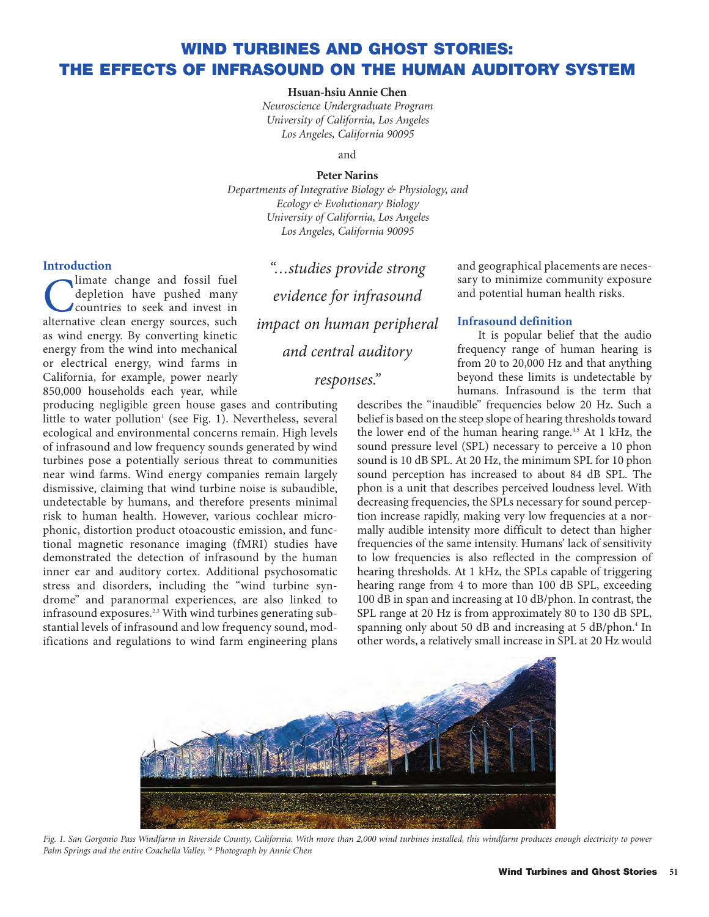# WIND TURBINES AND GHOST STORIES: THE EFFECTS OF INFRASOUND ON THE HUMAN AUDITORY SYSTEM

**Hsuan-hsiu Annie Chen**
*Neuroscience Undergraduate Program*
*University of California, Los Angeles*
*Los Angeles, California 90095*

and

**Peter Narins**
*Departments of Integrative Biology & Physiology, and*
*Ecology & Evolutionary Biology*
*University of California, Los Angeles*
*Los Angeles, California 90095*

*"…studies provide strong evidence for infrasound impact on human peripheral and central auditory responses."*

## Introduction

Climate change and fossil fuel depletion have pushed many countries to seek and invest in alternative clean energy sources, such as wind energy. By converting kinetic energy from the wind into mechanical or electrical energy, wind farms in California, for example, power nearly 850,000 households each year, while producing negligible green house gases and contributing little to water pollution[1] (see Fig. 1). Nevertheless, several ecological and environmental concerns remain. High levels of infrasound and low frequency sounds generated by wind turbines pose a potentially serious threat to communities near wind farms. Wind energy companies remain largely dismissive, claiming that wind turbine noise is subaudible, undetectable by humans, and therefore presents minimal risk to human health. However, various cochlear microphonic, distortion product otoacoustic emission, and functional magnetic resonance imaging (fMRI) studies have demonstrated the detection of infrasound by the human inner ear and auditory cortex. Additional psychosomatic stress and disorders, including the "wind turbine syndrome" and paranormal experiences, are also linked to infrasound exposures.[2,3] With wind turbines generating substantial levels of infrasound and low frequency sound, modifications and regulations to wind farm engineering plans and geographical placements are necessary to minimize community exposure and potential human health risks.

## Infrasound definition

It is popular belief that the audio frequency range of human hearing is from 20 to 20,000 Hz and that anything beyond these limits is undetectable by humans. Infrasound is the term that describes the "inaudible" frequencies below 20 Hz. Such a belief is based on the steep slope of hearing thresholds toward the lower end of the human hearing range.[4,5] At 1 kHz, the sound pressure level (SPL) necessary to perceive a 10 phon sound is 10 dB SPL. At 20 Hz, the minimum SPL for 10 phon sound perception has increased to about 84 dB SPL. The phon is a unit that describes perceived loudness level. With decreasing frequencies, the SPLs necessary for sound perception increase rapidly, making very low frequencies at a normally audible intensity more difficult to detect than higher frequencies of the same intensity. Humans' lack of sensitivity to low frequencies is also reflected in the compression of hearing thresholds. At 1 kHz, the SPLs capable of triggering hearing range from 4 to more than 100 dB SPL, exceeding 100 dB in span and increasing at 10 dB/phon. In contrast, the SPL range at 20 Hz is from approximately 80 to 130 dB SPL, spanning only about 50 dB and increasing at 5 dB/phon.[4] In other words, a relatively small increase in SPL at 20 Hz would

*Fig. 1. San Gorgonio Pass Windfarm in Riverside County, California. With more than 2,000 wind turbines installed, this windfarm produces enough electricity to power Palm Springs and the entire Coachella Valley.[28] Photograph by Annie Chen*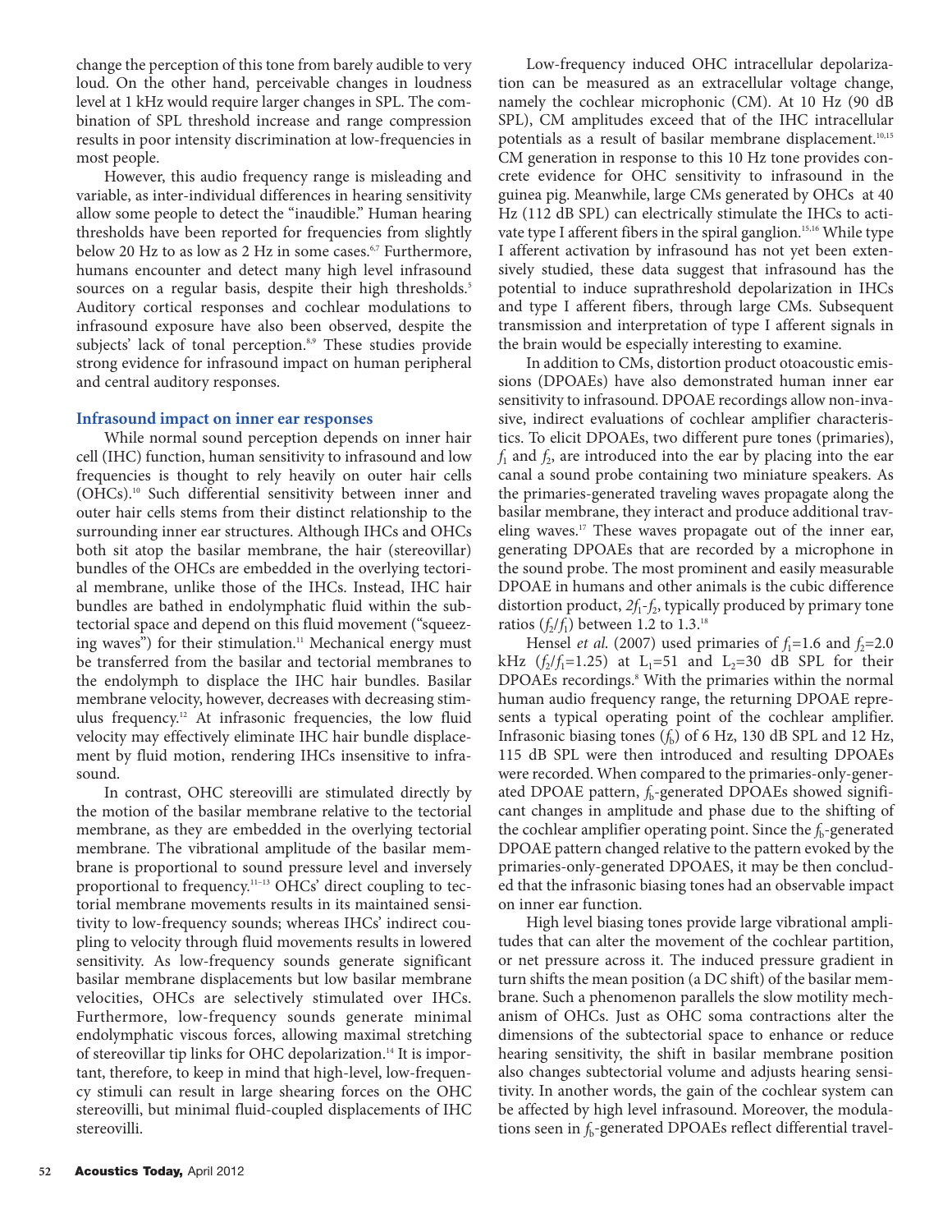change the perception of this tone from barely audible to very loud. On the other hand, perceivable changes in loudness level at 1 kHz would require larger changes in SPL. The combination of SPL threshold increase and range compression results in poor intensity discrimination at low-frequencies in most people.

However, this audio frequency range is misleading and variable, as inter-individual differences in hearing sensitivity allow some people to detect the "inaudible." Human hearing thresholds have been reported for frequencies from slightly below 20 Hz to as low as 2 Hz in some cases.[6,7] Furthermore, humans encounter and detect many high level infrasound sources on a regular basis, despite their high thresholds.[5] Auditory cortical responses and cochlear modulations to infrasound exposure have also been observed, despite the subjects' lack of tonal perception.[8,9] These studies provide strong evidence for infrasound impact on human peripheral and central auditory responses.

## Infrasound impact on inner ear responses

While normal sound perception depends on inner hair cell (IHC) function, human sensitivity to infrasound and low frequencies is thought to rely heavily on outer hair cells (OHCs).[10] Such differential sensitivity between inner and outer hair cells stems from their distinct relationship to the surrounding inner ear structures. Although IHCs and OHCs both sit atop the basilar membrane, the hair (stereovillar) bundles of the OHCs are embedded in the overlying tectorial membrane, unlike those of the IHCs. Instead, IHC hair bundles are bathed in endolymphatic fluid within the subtectorial space and depend on this fluid movement ("squeezing waves") for their stimulation.[11] Mechanical energy must be transferred from the basilar and tectorial membranes to the endolymph to displace the IHC hair bundles. Basilar membrane velocity, however, decreases with decreasing stimulus frequency.[12] At infrasonic frequencies, the low fluid velocity may effectively eliminate IHC hair bundle displacement by fluid motion, rendering IHCs insensitive to infrasound.

In contrast, OHC stereovilli are stimulated directly by the motion of the basilar membrane relative to the tectorial membrane, as they are embedded in the overlying tectorial membrane. The vibrational amplitude of the basilar membrane is proportional to sound pressure level and inversely proportional to frequency.[11–13] OHCs' direct coupling to tectorial membrane movements results in its maintained sensitivity to low-frequency sounds; whereas IHCs' indirect coupling to velocity through fluid movements results in lowered sensitivity. As low-frequency sounds generate significant basilar membrane displacements but low basilar membrane velocities, OHCs are selectively stimulated over IHCs. Furthermore, low-frequency sounds generate minimal endolymphatic viscous forces, allowing maximal stretching of stereovillar tip links for OHC depolarization.[14] It is important, therefore, to keep in mind that high-level, low-frequency stimuli can result in large shearing forces on the OHC stereovilli, but minimal fluid-coupled displacements of IHC stereovilli.

Low-frequency induced OHC intracellular depolarization can be measured as an extracellular voltage change, namely the cochlear microphonic (CM). At 10 Hz (90 dB SPL), CM amplitudes exceed that of the IHC intracellular potentials as a result of basilar membrane displacement.[10,15] CM generation in response to this 10 Hz tone provides concrete evidence for OHC sensitivity to infrasound in the guinea pig. Meanwhile, large CMs generated by OHCs at 40 Hz (112 dB SPL) can electrically stimulate the IHCs to activate type I afferent fibers in the spiral ganglion.[15,16] While type I afferent activation by infrasound has not yet been extensively studied, these data suggest that infrasound has the potential to induce suprathreshold depolarization in IHCs and type I afferent fibers, through large CMs. Subsequent transmission and interpretation of type I afferent signals in the brain would be especially interesting to examine.

In addition to CMs, distortion product otoacoustic emissions (DPOAEs) have also demonstrated human inner ear sensitivity to infrasound. DPOAE recordings allow non-invasive, indirect evaluations of cochlear amplifier characteristics. To elicit DPOAEs, two different pure tones (primaries), $f_1$ and $f_2$, are introduced into the ear by placing into the ear canal a sound probe containing two miniature speakers. As the primaries-generated traveling waves propagate along the basilar membrane, they interact and produce additional traveling waves.[17] These waves propagate out of the inner ear, generating DPOAEs that are recorded by a microphone in the sound probe. The most prominent and easily measurable DPOAE in humans and other animals is the cubic difference distortion product, $2f_1$-$f_2$, typically produced by primary tone ratios ($f_2/f_1$) between 1.2 to 1.3.[18]

Hensel *et al.* (2007) used primaries of $f_1$=1.6 and $f_2$=2.0 kHz ($f_2/f_1$=1.25) at $L_1$=51 and $L_2$=30 dB SPL for their DPOAEs recordings.[8] With the primaries within the normal human audio frequency range, the returning DPOAE represents a typical operating point of the cochlear amplifier. Infrasonic biasing tones ($f_b$) of 6 Hz, 130 dB SPL and 12 Hz, 115 dB SPL were then introduced and resulting DPOAEs were recorded. When compared to the primaries-only-generated DPOAE pattern, $f_b$-generated DPOAEs showed significant changes in amplitude and phase due to the shifting of the cochlear amplifier operating point. Since the $f_b$-generated DPOAE pattern changed relative to the pattern evoked by the primaries-only-generated DPOAES, it may be then concluded that the infrasonic biasing tones had an observable impact on inner ear function.

High level biasing tones provide large vibrational amplitudes that can alter the movement of the cochlear partition, or net pressure across it. The induced pressure gradient in turn shifts the mean position (a DC shift) of the basilar membrane. Such a phenomenon parallels the slow motility mechanism of OHCs. Just as OHC soma contractions alter the dimensions of the subtectorial space to enhance or reduce hearing sensitivity, the shift in basilar membrane position also changes subtectorial volume and adjusts hearing sensitivity. In another words, the gain of the cochlear system can be affected by high level infrasound. Moreover, the modulations seen in $f_b$-generated DPOAEs reflect differential travel-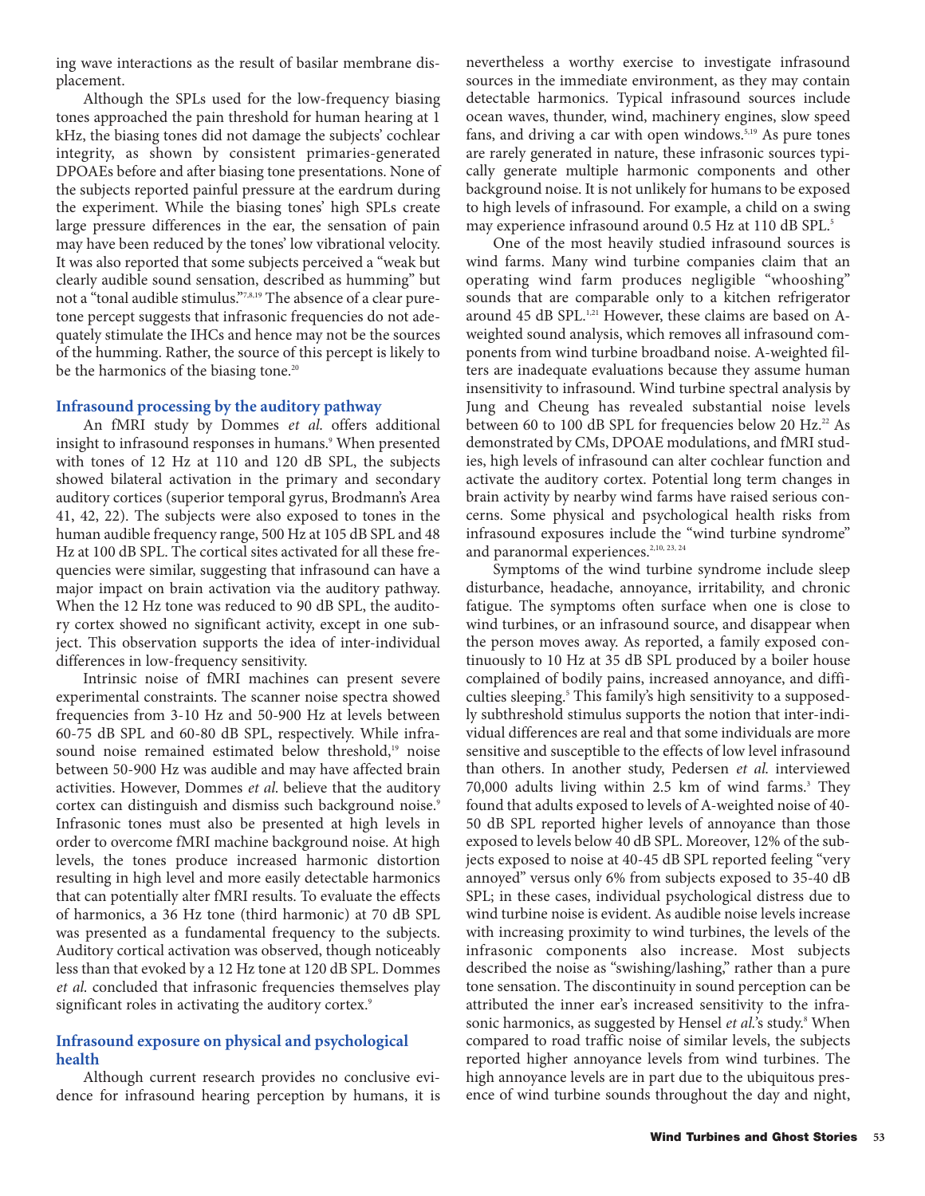ing wave interactions as the result of basilar membrane displacement.

Although the SPLs used for the low-frequency biasing tones approached the pain threshold for human hearing at 1 kHz, the biasing tones did not damage the subjects' cochlear integrity, as shown by consistent primaries-generated DPOAEs before and after biasing tone presentations. None of the subjects reported painful pressure at the eardrum during the experiment. While the biasing tones' high SPLs create large pressure differences in the ear, the sensation of pain may have been reduced by the tones' low vibrational velocity. It was also reported that some subjects perceived a "weak but clearly audible sound sensation, described as humming" but not a "tonal audible stimulus."[7,8,19] The absence of a clear pure-tone percept suggests that infrasonic frequencies do not adequately stimulate the IHCs and hence may not be the sources of the humming. Rather, the source of this percept is likely to be the harmonics of the biasing tone.[20]

### Infrasound processing by the auditory pathway

An fMRI study by Dommes *et al.* offers additional insight to infrasound responses in humans.[9] When presented with tones of 12 Hz at 110 and 120 dB SPL, the subjects showed bilateral activation in the primary and secondary auditory cortices (superior temporal gyrus, Brodmann's Area 41, 42, 22). The subjects were also exposed to tones in the human audible frequency range, 500 Hz at 105 dB SPL and 48 Hz at 100 dB SPL. The cortical sites activated for all these frequencies were similar, suggesting that infrasound can have a major impact on brain activation via the auditory pathway. When the 12 Hz tone was reduced to 90 dB SPL, the auditory cortex showed no significant activity, except in one subject. This observation supports the idea of inter-individual differences in low-frequency sensitivity.

Intrinsic noise of fMRI machines can present severe experimental constraints. The scanner noise spectra showed frequencies from 3-10 Hz and 50-900 Hz at levels between 60-75 dB SPL and 60-80 dB SPL, respectively. While infrasound noise remained estimated below threshold,[19] noise between 50-900 Hz was audible and may have affected brain activities. However, Dommes *et al.* believe that the auditory cortex can distinguish and dismiss such background noise.[9] Infrasonic tones must also be presented at high levels in order to overcome fMRI machine background noise. At high levels, the tones produce increased harmonic distortion resulting in high level and more easily detectable harmonics that can potentially alter fMRI results. To evaluate the effects of harmonics, a 36 Hz tone (third harmonic) at 70 dB SPL was presented as a fundamental frequency to the subjects. Auditory cortical activation was observed, though noticeably less than that evoked by a 12 Hz tone at 120 dB SPL. Dommes *et al.* concluded that infrasonic frequencies themselves play significant roles in activating the auditory cortex.[9]

### Infrasound exposure on physical and psychological health

Although current research provides no conclusive evidence for infrasound hearing perception by humans, it is nevertheless a worthy exercise to investigate infrasound sources in the immediate environment, as they may contain detectable harmonics. Typical infrasound sources include ocean waves, thunder, wind, machinery engines, slow speed fans, and driving a car with open windows.[5,19] As pure tones are rarely generated in nature, these infrasonic sources typically generate multiple harmonic components and other background noise. It is not unlikely for humans to be exposed to high levels of infrasound. For example, a child on a swing may experience infrasound around 0.5 Hz at 110 dB SPL.[5]

One of the most heavily studied infrasound sources is wind farms. Many wind turbine companies claim that an operating wind farm produces negligible "whooshing" sounds that are comparable only to a kitchen refrigerator around 45 dB SPL.[1,21] However, these claims are based on A-weighted sound analysis, which removes all infrasound components from wind turbine broadband noise. A-weighted filters are inadequate evaluations because they assume human insensitivity to infrasound. Wind turbine spectral analysis by Jung and Cheung has revealed substantial noise levels between 60 to 100 dB SPL for frequencies below 20 Hz.[22] As demonstrated by CMs, DPOAE modulations, and fMRI studies, high levels of infrasound can alter cochlear function and activate the auditory cortex. Potential long term changes in brain activity by nearby wind farms have raised serious concerns. Some physical and psychological health risks from infrasound exposures include the "wind turbine syndrome" and paranormal experiences.[2,10,23,24]

Symptoms of the wind turbine syndrome include sleep disturbance, headache, annoyance, irritability, and chronic fatigue. The symptoms often surface when one is close to wind turbines, or an infrasound source, and disappear when the person moves away. As reported, a family exposed continuously to 10 Hz at 35 dB SPL produced by a boiler house complained of bodily pains, increased annoyance, and difficulties sleeping.[5] This family's high sensitivity to a supposedly subthreshold stimulus supports the notion that inter-individual differences are real and that some individuals are more sensitive and susceptible to the effects of low level infrasound than others. In another study, Pedersen *et al.* interviewed 70,000 adults living within 2.5 km of wind farms.[3] They found that adults exposed to levels of A-weighted noise of 40-50 dB SPL reported higher levels of annoyance than those exposed to levels below 40 dB SPL. Moreover, 12% of the subjects exposed to noise at 40-45 dB SPL reported feeling "very annoyed" versus only 6% from subjects exposed to 35-40 dB SPL; in these cases, individual psychological distress due to wind turbine noise is evident. As audible noise levels increase with increasing proximity to wind turbines, the levels of the infrasonic components also increase. Most subjects described the noise as "swishing/lashing," rather than a pure tone sensation. The discontinuity in sound perception can be attributed the inner ear's increased sensitivity to the infrasonic harmonics, as suggested by Hensel *et al.*'s study.[8] When compared to road traffic noise of similar levels, the subjects reported higher annoyance levels from wind turbines. The high annoyance levels are in part due to the ubiquitous presence of wind turbine sounds throughout the day and night,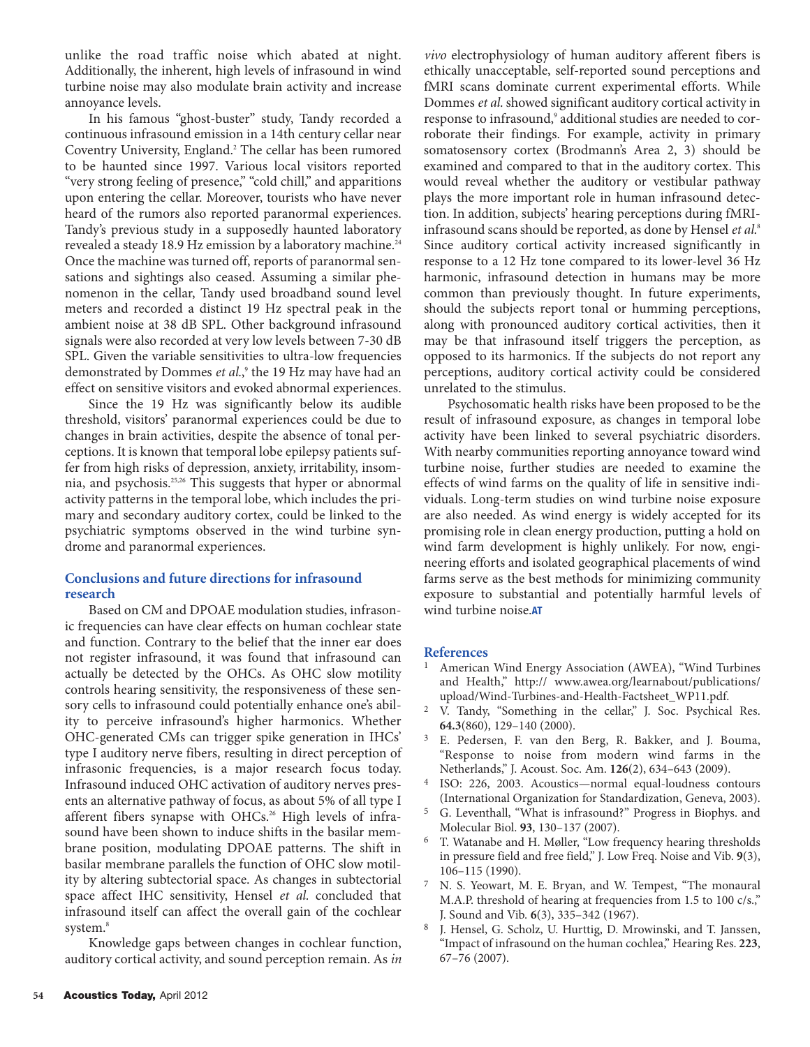unlike the road traffic noise which abated at night. Additionally, the inherent, high levels of infrasound in wind turbine noise may also modulate brain activity and increase annoyance levels.

In his famous "ghost-buster" study, Tandy recorded a continuous infrasound emission in a 14th century cellar near Coventry University, England.[2] The cellar has been rumored to be haunted since 1997. Various local visitors reported "very strong feeling of presence," "cold chill," and apparitions upon entering the cellar. Moreover, tourists who have never heard of the rumors also reported paranormal experiences. Tandy's previous study in a supposedly haunted laboratory revealed a steady 18.9 Hz emission by a laboratory machine.[24] Once the machine was turned off, reports of paranormal sensations and sightings also ceased. Assuming a similar phenomenon in the cellar, Tandy used broadband sound level meters and recorded a distinct 19 Hz spectral peak in the ambient noise at 38 dB SPL. Other background infrasound signals were also recorded at very low levels between 7-30 dB SPL. Given the variable sensitivities to ultra-low frequencies demonstrated by Dommes *et al.*,[9] the 19 Hz may have had an effect on sensitive visitors and evoked abnormal experiences.

Since the 19 Hz was significantly below its audible threshold, visitors' paranormal experiences could be due to changes in brain activities, despite the absence of tonal perceptions. It is known that temporal lobe epilepsy patients suffer from high risks of depression, anxiety, irritability, insomnia, and psychosis.[25,26] This suggests that hyper or abnormal activity patterns in the temporal lobe, which includes the primary and secondary auditory cortex, could be linked to the psychiatric symptoms observed in the wind turbine syndrome and paranormal experiences.

## Conclusions and future directions for infrasound research

Based on CM and DPOAE modulation studies, infrasonic frequencies can have clear effects on human cochlear state and function. Contrary to the belief that the inner ear does not register infrasound, it was found that infrasound can actually be detected by the OHCs. As OHC slow motility controls hearing sensitivity, the responsiveness of these sensory cells to infrasound could potentially enhance one's ability to perceive infrasound's higher harmonics. Whether OHC-generated CMs can trigger spike generation in IHCs' type I auditory nerve fibers, resulting in direct perception of infrasonic frequencies, is a major research focus today. Infrasound induced OHC activation of auditory nerves presents an alternative pathway of focus, as about 5% of all type I afferent fibers synapse with OHCs.[26] High levels of infrasound have been shown to induce shifts in the basilar membrane position, modulating DPOAE patterns. The shift in basilar membrane parallels the function of OHC slow motility by altering subtectorial space. As changes in subtectorial space affect IHC sensitivity, Hensel *et al.* concluded that infrasound itself can affect the overall gain of the cochlear system.[8]

Knowledge gaps between changes in cochlear function, auditory cortical activity, and sound perception remain. As *in vivo* electrophysiology of human auditory afferent fibers is ethically unacceptable, self-reported sound perceptions and fMRI scans dominate current experimental efforts. While Dommes *et al.* showed significant auditory cortical activity in response to infrasound,[9] additional studies are needed to corroborate their findings. For example, activity in primary somatosensory cortex (Brodmann's Area 2, 3) should be examined and compared to that in the auditory cortex. This would reveal whether the auditory or vestibular pathway plays the more important role in human infrasound detection. In addition, subjects' hearing perceptions during fMRI-infrasound scans should be reported, as done by Hensel *et al.*[8] Since auditory cortical activity increased significantly in response to a 12 Hz tone compared to its lower-level 36 Hz harmonic, infrasound detection in humans may be more common than previously thought. In future experiments, should the subjects report tonal or humming perceptions, along with pronounced auditory cortical activities, then it may be that infrasound itself triggers the perception, as opposed to its harmonics. If the subjects do not report any perceptions, auditory cortical activity could be considered unrelated to the stimulus.

Psychosomatic health risks have been proposed to be the result of infrasound exposure, as changes in temporal lobe activity have been linked to several psychiatric disorders. With nearby communities reporting annoyance toward wind turbine noise, further studies are needed to examine the effects of wind farms on the quality of life in sensitive individuals. Long-term studies on wind turbine noise exposure are also needed. As wind energy is widely accepted for its promising role in clean energy production, putting a hold on wind farm development is highly unlikely. For now, engineering efforts and isolated geographical placements of wind farms serve as the best methods for minimizing community exposure to substantial and potentially harmful levels of wind turbine noise. **AT**

## References

1. American Wind Energy Association (AWEA), "Wind Turbines and Health," http:// www.awea.org/learnabout/publications/upload/Wind-Turbines-and-Health-Factsheet_WP11.pdf.
2. V. Tandy, "Something in the cellar," J. Soc. Psychical Res. **64.3**(860), 129–140 (2000).
3. E. Pedersen, F. van den Berg, R. Bakker, and J. Bouma, "Response to noise from modern wind farms in the Netherlands," J. Acoust. Soc. Am. **126**(2), 634–643 (2009).
4. ISO: 226, 2003. Acoustics—normal equal-loudness contours (International Organization for Standardization, Geneva, 2003).
5. G. Leventhall, "What is infrasound?" Progress in Biophys. and Molecular Biol. **93**, 130–137 (2007).
6. T. Watanabe and H. Møller, "Low frequency hearing thresholds in pressure field and free field," J. Low Freq. Noise and Vib. **9**(3), 106–115 (1990).
7. N. S. Yeowart, M. E. Bryan, and W. Tempest, "The monaural M.A.P. threshold of hearing at frequencies from 1.5 to 100 c/s.," J. Sound and Vib. **6**(3), 335–342 (1967).
8. J. Hensel, G. Scholz, U. Hurttig, D. Mrowinski, and T. Janssen, "Impact of infrasound on the human cochlea," Hearing Res. **223**, 67–76 (2007).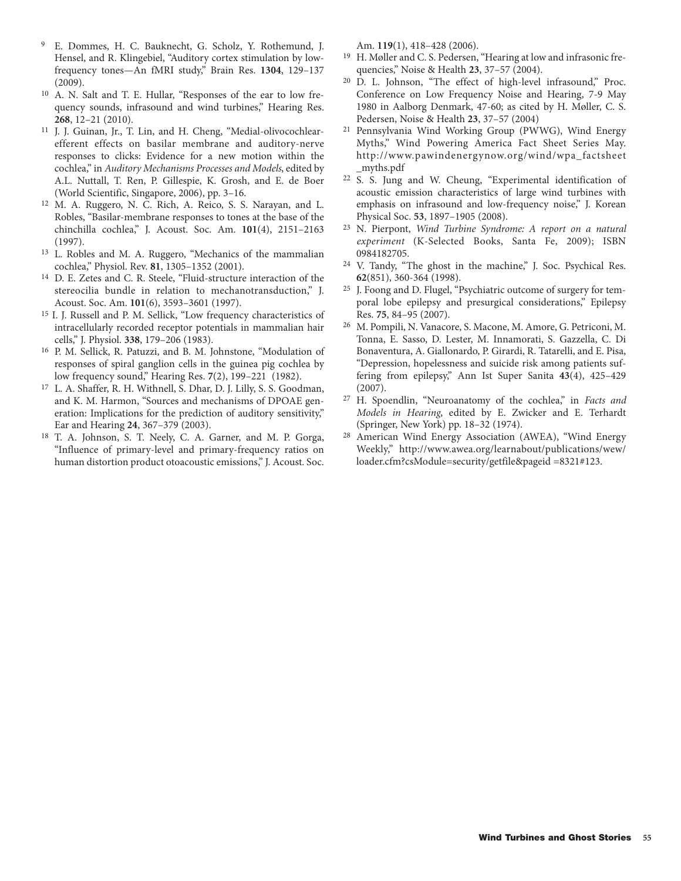9. E. Dommes, H. C. Bauknecht, G. Scholz, Y. Rothemund, J. Hensel, and R. Klingebiel, "Auditory cortex stimulation by low-frequency tones—An fMRI study," Brain Res. **1304**, 129–137 (2009).
10. A. N. Salt and T. E. Hullar, "Responses of the ear to low frequency sounds, infrasound and wind turbines," Hearing Res. **268**, 12–21 (2010).
11. J. J. Guinan, Jr., T. Lin, and H. Cheng, "Medial-olivocochlear-efferent effects on basilar membrane and auditory-nerve responses to clicks: Evidence for a new motion within the cochlea," in *Auditory Mechanisms Processes and Models*, edited by A.L. Nuttall, T. Ren, P. Gillespie, K. Grosh, and E. de Boer (World Scientific, Singapore, 2006), pp. 3–16.
12. M. A. Ruggero, N. C. Rich, A. Reico, S. S. Narayan, and L. Robles, "Basilar-membrane responses to tones at the base of the chinchilla cochlea," J. Acoust. Soc. Am. **101**(4), 2151–2163 (1997).
13. L. Robles and M. A. Ruggero, "Mechanics of the mammalian cochlea," Physiol. Rev. **81**, 1305–1352 (2001).
14. D. E. Zetes and C. R. Steele, "Fluid-structure interaction of the stereocilia bundle in relation to mechanotransduction," J. Acoust. Soc. Am. **101**(6), 3593–3601 (1997).
15. I. J. Russell and P. M. Sellick, "Low frequency characteristics of intracellularly recorded receptor potentials in mammalian hair cells," J. Physiol. **338**, 179–206 (1983).
16. P. M. Sellick, R. Patuzzi, and B. M. Johnstone, "Modulation of responses of spiral ganglion cells in the guinea pig cochlea by low frequency sound," Hearing Res. **7**(2), 199–221 (1982).
17. L. A. Shaffer, R. H. Withnell, S. Dhar, D. J. Lilly, S. S. Goodman, and K. M. Harmon, "Sources and mechanisms of DPOAE generation: Implications for the prediction of auditory sensitivity," Ear and Hearing **24**, 367–379 (2003).
18. T. A. Johnson, S. T. Neely, C. A. Garner, and M. P. Gorga, "Influence of primary-level and primary-frequency ratios on human distortion product otoacoustic emissions," J. Acoust. Soc. Am. **119**(1), 418–428 (2006).
19. H. Møller and C. S. Pedersen, "Hearing at low and infrasonic frequencies," Noise & Health **23**, 37–57 (2004).
20. D. L. Johnson, "The effect of high-level infrasound," Proc. Conference on Low Frequency Noise and Hearing, 7-9 May 1980 in Aalborg Denmark, 47-60; as cited by H. Møller, C. S. Pedersen, Noise & Health **23**, 37–57 (2004)
21. Pennsylvania Wind Working Group (PWWG), Wind Energy Myths," Wind Powering America Fact Sheet Series May. http://www.pawindenergynow.org/wind/wpa_factsheet_myths.pdf
22. S. S. Jung and W. Cheung, "Experimental identification of acoustic emission characteristics of large wind turbines with emphasis on infrasound and low-frequency noise," J. Korean Physical Soc. **53**, 1897–1905 (2008).
23. N. Pierpont, *Wind Turbine Syndrome: A report on a natural experiment* (K-Selected Books, Santa Fe, 2009); ISBN 0984182705.
24. V. Tandy, "The ghost in the machine," J. Soc. Psychical Res. **62**(851), 360-364 (1998).
25. J. Foong and D. Flugel, "Psychiatric outcome of surgery for temporal lobe epilepsy and presurgical considerations," Epilepsy Res. **75**, 84–95 (2007).
26. M. Pompili, N. Vanacore, S. Macone, M. Amore, G. Petriconi, M. Tonna, E. Sasso, D. Lester, M. Innamorati, S. Gazzella, C. Di Bonaventura, A. Giallonardo, P. Girardi, R. Tatarelli, and E. Pisa, "Depression, hopelessness and suicide risk among patients suffering from epilepsy," Ann Ist Super Sanita **43**(4), 425–429 (2007).
27. H. Spoendlin, "Neuroanatomy of the cochlea," in *Facts and Models in Hearing*, edited by E. Zwicker and E. Terhardt (Springer, New York) pp. 18–32 (1974).
28. American Wind Energy Association (AWEA), "Wind Energy Weekly," http://www.awea.org/learnabout/publications/wew/loader.cfm?csModule=security/getfile&pageid =8321#123.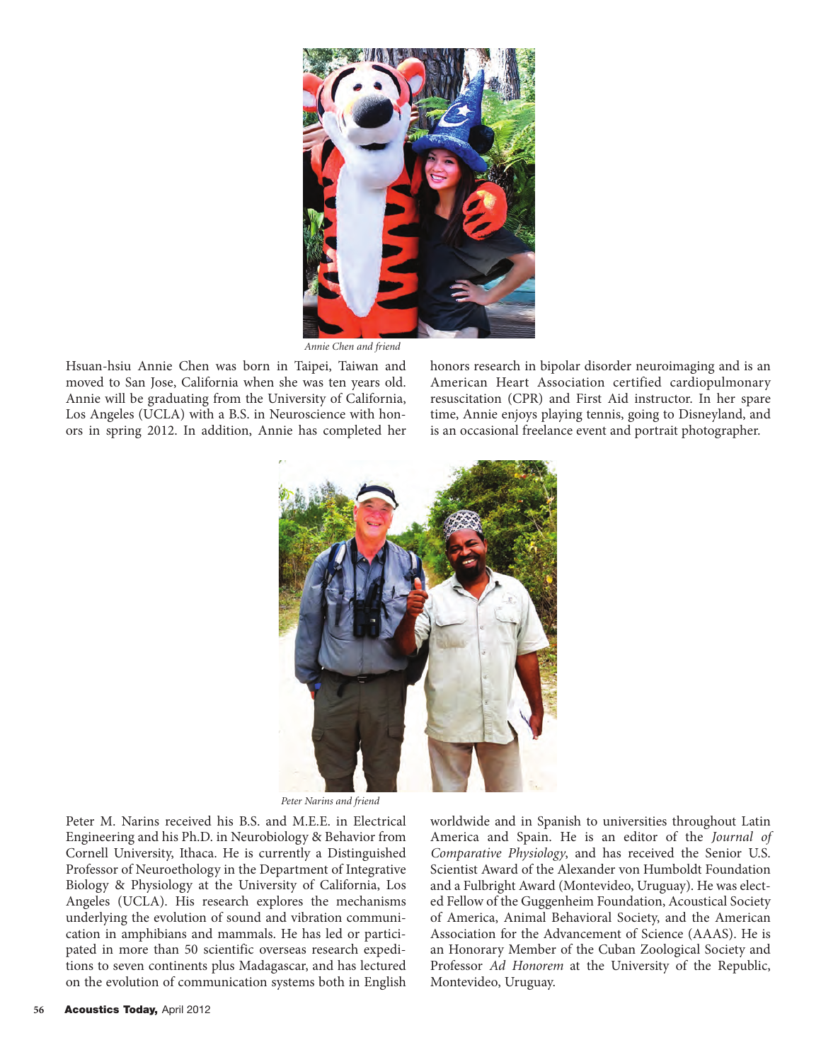*Annie Chen and friend*

Hsuan-hsiu Annie Chen was born in Taipei, Taiwan and moved to San Jose, California when she was ten years old. Annie will be graduating from the University of California, Los Angeles (UCLA) with a B.S. in Neuroscience with honors in spring 2012. In addition, Annie has completed her honors research in bipolar disorder neuroimaging and is an American Heart Association certified cardiopulmonary resuscitation (CPR) and First Aid instructor. In her spare time, Annie enjoys playing tennis, going to Disneyland, and is an occasional freelance event and portrait photographer.

*Peter Narins and friend*

Peter M. Narins received his B.S. and M.E.E. in Electrical Engineering and his Ph.D. in Neurobiology & Behavior from Cornell University, Ithaca. He is currently a Distinguished Professor of Neuroethology in the Department of Integrative Biology & Physiology at the University of California, Los Angeles (UCLA). His research explores the mechanisms underlying the evolution of sound and vibration communication in amphibians and mammals. He has led or participated in more than 50 scientific overseas research expeditions to seven continents plus Madagascar, and has lectured on the evolution of communication systems both in English worldwide and in Spanish to universities throughout Latin America and Spain. He is an editor of the *Journal of Comparative Physiology*, and has received the Senior U.S. Scientist Award of the Alexander von Humboldt Foundation and a Fulbright Award (Montevideo, Uruguay). He was elected Fellow of the Guggenheim Foundation, Acoustical Society of America, Animal Behavioral Society, and the American Association for the Advancement of Science (AAAS). He is an Honorary Member of the Cuban Zoological Society and Professor *Ad Honorem* at the University of the Republic, Montevideo, Uruguay.